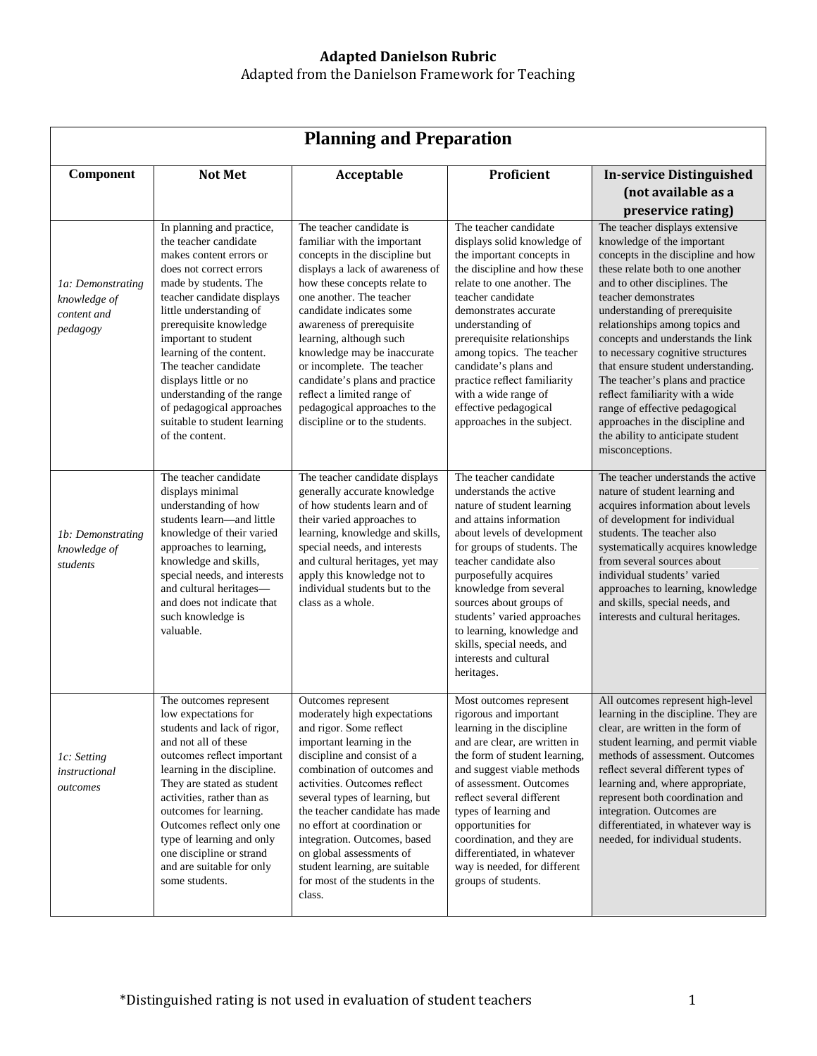# Adapted Danielson Rubric

Adapted from the Danielson Framework for Teaching

## Planning and Preparation

| Component | Not Met | Acceptable | Proficient | In-service Distinguished (not available as a preservice rating) |
|---|---|---|---|---|
| *1a: Demonstrating knowledge of content and pedagogy* | In planning and practice, the teacher candidate makes content errors or does not correct errors made by students. The teacher candidate displays little understanding of prerequisite knowledge important to student learning of the content. The teacher candidate displays little or no understanding of the range of pedagogical approaches suitable to student learning of the content. | The teacher candidate is familiar with the important concepts in the discipline but displays a lack of awareness of how these concepts relate to one another. The teacher candidate indicates some awareness of prerequisite learning, although such knowledge may be inaccurate or incomplete. The teacher candidate's plans and practice reflect a limited range of pedagogical approaches to the discipline or to the students. | The teacher candidate displays solid knowledge of the important concepts in the discipline and how these relate to one another. The teacher candidate demonstrates accurate understanding of prerequisite relationships among topics. The teacher candidate's plans and practice reflect familiarity with a wide range of effective pedagogical approaches in the subject. | The teacher displays extensive knowledge of the important concepts in the discipline and how these relate both to one another and to other disciplines. The teacher demonstrates understanding of prerequisite relationships among topics and concepts and understands the link to necessary cognitive structures that ensure student understanding. The teacher's plans and practice reflect familiarity with a wide range of effective pedagogical approaches in the discipline and the ability to anticipate student misconceptions. |
| *1b: Demonstrating knowledge of students* | The teacher candidate displays minimal understanding of how students learn—and little knowledge of their varied approaches to learning, knowledge and skills, special needs, and interests and cultural heritages—and does not indicate that such knowledge is valuable. | The teacher candidate displays generally accurate knowledge of how students learn and of their varied approaches to learning, knowledge and skills, special needs, and interests and cultural heritages, yet may apply this knowledge not to individual students but to the class as a whole. | The teacher candidate understands the active nature of student learning and attains information about levels of development for groups of students. The teacher candidate also purposefully acquires knowledge from several sources about groups of students' varied approaches to learning, knowledge and skills, special needs, and interests and cultural heritages. | The teacher understands the active nature of student learning and acquires information about levels of development for individual students. The teacher also systematically acquires knowledge from several sources about individual students' varied approaches to learning, knowledge and skills, special needs, and interests and cultural heritages. |
| *1c: Setting instructional outcomes* | The outcomes represent low expectations for students and lack of rigor, and not all of these outcomes reflect important learning in the discipline. They are stated as student activities, rather than as outcomes for learning. Outcomes reflect only one type of learning and only one discipline or strand and are suitable for only some students. | Outcomes represent moderately high expectations and rigor. Some reflect important learning in the discipline and consist of a combination of outcomes and activities. Outcomes reflect several types of learning, but the teacher candidate has made no effort at coordination or integration. Outcomes, based on global assessments of student learning, are suitable for most of the students in the class. | Most outcomes represent rigorous and important learning in the discipline and are clear, are written in the form of student learning, and suggest viable methods of assessment. Outcomes reflect several different types of learning and opportunities for coordination, and they are differentiated, in whatever way is needed, for different groups of students. | All outcomes represent high-level learning in the discipline. They are clear, are written in the form of student learning, and permit viable methods of assessment. Outcomes reflect several different types of learning and, where appropriate, represent both coordination and integration. Outcomes are differentiated, in whatever way is needed, for individual students. |

*Distinguished rating is not used in evaluation of student teachers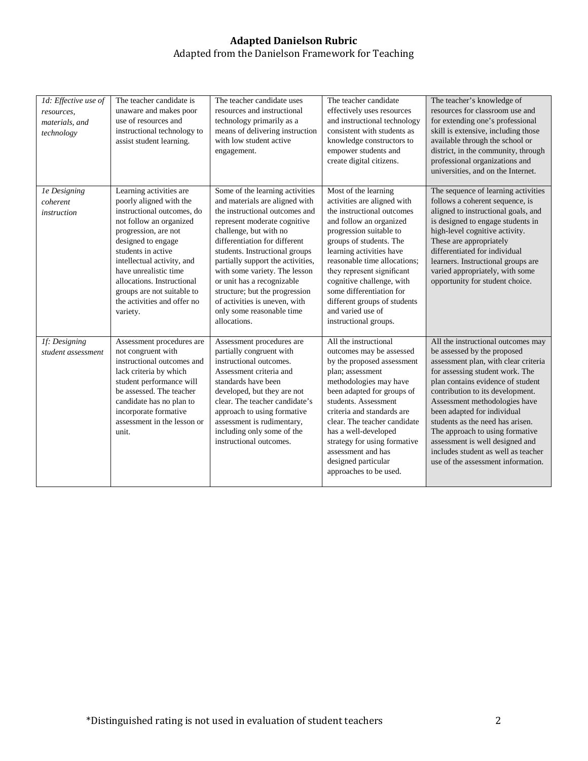**Adapted Danielson Rubric**
Adapted from the Danielson Framework for Teaching

| | | | | |
|---|---|---|---|---|
| *1d: Effective use of resources, materials, and technology* | The teacher candidate is unaware and makes poor use of resources and instructional technology to assist student learning. | The teacher candidate uses resources and instructional technology primarily as a means of delivering instruction with low student active engagement. | The teacher candidate effectively uses resources and instructional technology consistent with students as knowledge constructors to empower students and create digital citizens. | The teacher's knowledge of resources for classroom use and for extending one's professional skill is extensive, including those available through the school or district, in the community, through professional organizations and universities, and on the Internet. |
| *1e Designing coherent instruction* | Learning activities are poorly aligned with the instructional outcomes, do not follow an organized progression, are not designed to engage students in active intellectual activity, and have unrealistic time allocations. Instructional groups are not suitable to the activities and offer no variety. | Some of the learning activities and materials are aligned with the instructional outcomes and represent moderate cognitive challenge, but with no differentiation for different students. Instructional groups partially support the activities, with some variety. The lesson or unit has a recognizable structure; but the progression of activities is uneven, with only some reasonable time allocations. | Most of the learning activities are aligned with the instructional outcomes and follow an organized progression suitable to groups of students. The learning activities have reasonable time allocations; they represent significant cognitive challenge, with some differentiation for different groups of students and varied use of instructional groups. | The sequence of learning activities follows a coherent sequence, is aligned to instructional goals, and is designed to engage students in high-level cognitive activity. These are appropriately differentiated for individual learners. Instructional groups are varied appropriately, with some opportunity for student choice. |
| *1f: Designing student assessment* | Assessment procedures are not congruent with instructional outcomes and lack criteria by which student performance will be assessed. The teacher candidate has no plan to incorporate formative assessment in the lesson or unit. | Assessment procedures are partially congruent with instructional outcomes. Assessment criteria and standards have been developed, but they are not clear. The teacher candidate's approach to using formative assessment is rudimentary, including only some of the instructional outcomes. | All the instructional outcomes may be assessed by the proposed assessment plan; assessment methodologies may have been adapted for groups of students. Assessment criteria and standards are clear. The teacher candidate has a well-developed strategy for using formative assessment and has designed particular approaches to be used. | All the instructional outcomes may be assessed by the proposed assessment plan, with clear criteria for assessing student work. The plan contains evidence of student contribution to its development. Assessment methodologies have been adapted for individual students as the need has arisen. The approach to using formative assessment is well designed and includes student as well as teacher use of the assessment information. |

*Distinguished rating is not used in evaluation of student teachers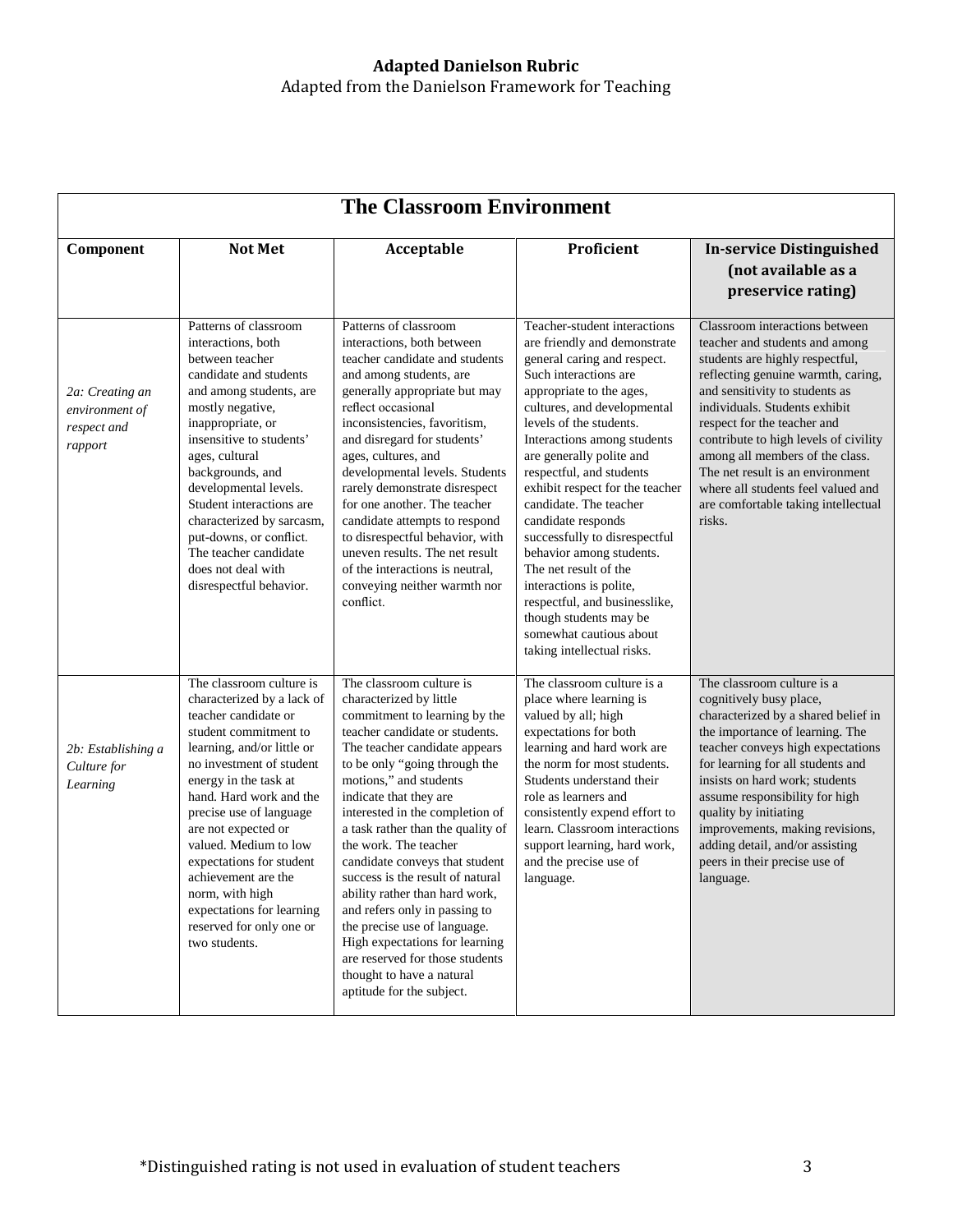**Adapted Danielson Rubric**

Adapted from the Danielson Framework for Teaching

## The Classroom Environment

| Component | Not Met | Acceptable | Proficient | In-service Distinguished (not available as a preservice rating) |
|---|---|---|---|---|
| *2a: Creating an environment of respect and rapport* | Patterns of classroom interactions, both between teacher candidate and students and among students, are mostly negative, inappropriate, or insensitive to students' ages, cultural backgrounds, and developmental levels. Student interactions are characterized by sarcasm, put-downs, or conflict. The teacher candidate does not deal with disrespectful behavior. | Patterns of classroom interactions, both between teacher candidate and students and among students, are generally appropriate but may reflect occasional inconsistencies, favoritism, and disregard for students' ages, cultures, and developmental levels. Students rarely demonstrate disrespect for one another. The teacher candidate attempts to respond to disrespectful behavior, with uneven results. The net result of the interactions is neutral, conveying neither warmth nor conflict. | Teacher-student interactions are friendly and demonstrate general caring and respect. Such interactions are appropriate to the ages, cultures, and developmental levels of the students. Interactions among students are generally polite and respectful, and students exhibit respect for the teacher candidate. The teacher candidate responds successfully to disrespectful behavior among students. The net result of the interactions is polite, respectful, and businesslike, though students may be somewhat cautious about taking intellectual risks. | Classroom interactions between teacher and students and among students are highly respectful, reflecting genuine warmth, caring, and sensitivity to students as individuals. Students exhibit respect for the teacher and contribute to high levels of civility among all members of the class. The net result is an environment where all students feel valued and are comfortable taking intellectual risks. |
| *2b: Establishing a Culture for Learning* | The classroom culture is characterized by a lack of teacher candidate or student commitment to learning, and/or little or no investment of student energy in the task at hand. Hard work and the precise use of language are not expected or valued. Medium to low expectations for student achievement are the norm, with high expectations for learning reserved for only one or two students. | The classroom culture is characterized by little commitment to learning by the teacher candidate or students. The teacher candidate appears to be only "going through the motions," and students indicate that they are interested in the completion of a task rather than the quality of the work. The teacher candidate conveys that student success is the result of natural ability rather than hard work, and refers only in passing to the precise use of language. High expectations for learning are reserved for those students thought to have a natural aptitude for the subject. | The classroom culture is a place where learning is valued by all; high expectations for both learning and hard work are the norm for most students. Students understand their role as learners and consistently expend effort to learn. Classroom interactions support learning, hard work, and the precise use of language. | The classroom culture is a cognitively busy place, characterized by a shared belief in the importance of learning. The teacher conveys high expectations for learning for all students and insists on hard work; students assume responsibility for high quality by initiating improvements, making revisions, adding detail, and/or assisting peers in their precise use of language. |

*Distinguished rating is not used in evaluation of student teachers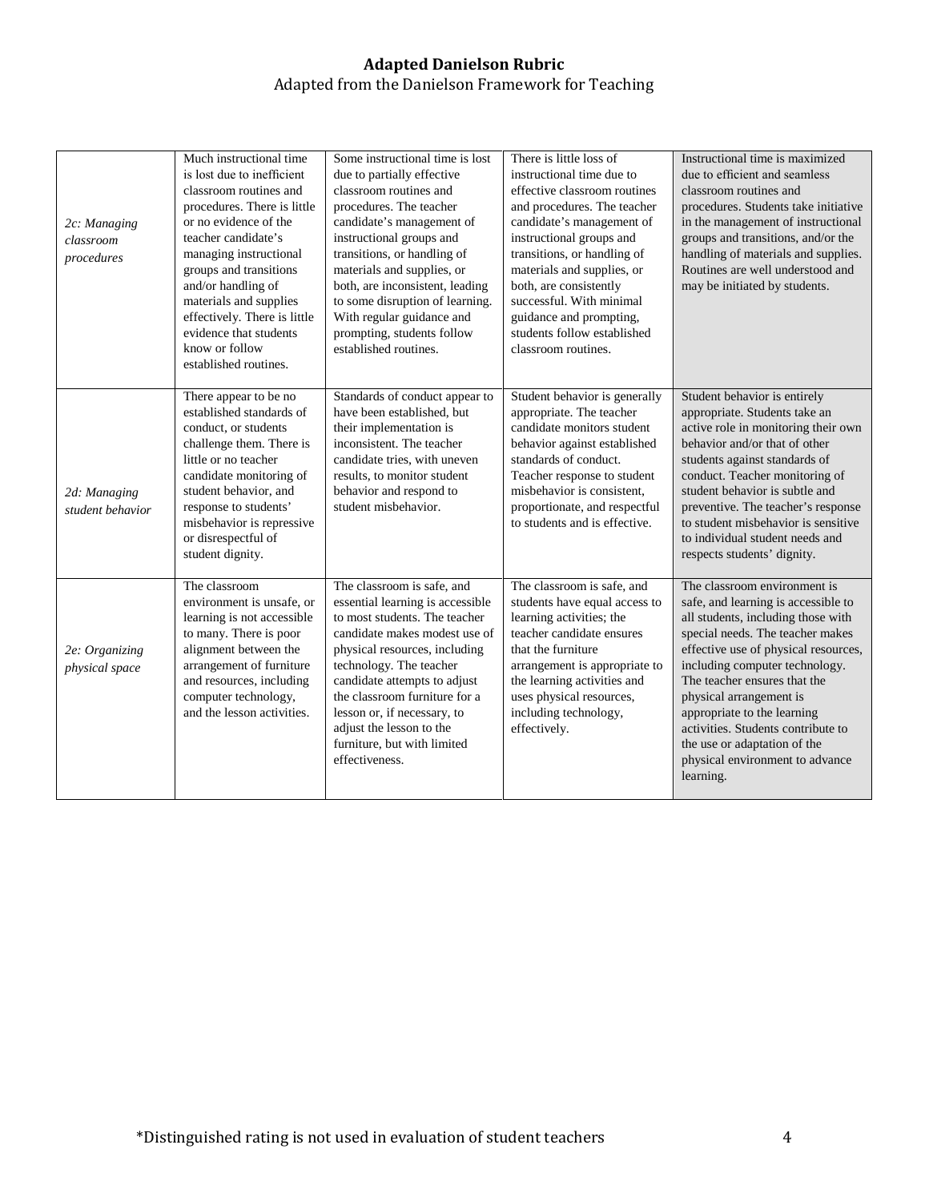**Adapted Danielson Rubric**
Adapted from the Danielson Framework for Teaching

| | | | | |
|---|---|---|---|---|
| *2c: Managing classroom procedures* | Much instructional time is lost due to inefficient classroom routines and procedures. There is little or no evidence of the teacher candidate's managing instructional groups and transitions and/or handling of materials and supplies effectively. There is little evidence that students know or follow established routines. | Some instructional time is lost due to partially effective classroom routines and procedures. The teacher candidate's management of instructional groups and transitions, or handling of materials and supplies, or both, are inconsistent, leading to some disruption of learning. With regular guidance and prompting, students follow established routines. | There is little loss of instructional time due to effective classroom routines and procedures. The teacher candidate's management of instructional groups and transitions, or handling of materials and supplies, or both, are consistently successful. With minimal guidance and prompting, students follow established classroom routines. | Instructional time is maximized due to efficient and seamless classroom routines and procedures. Students take initiative in the management of instructional groups and transitions, and/or the handling of materials and supplies. Routines are well understood and may be initiated by students. |
| *2d: Managing student behavior* | There appear to be no established standards of conduct, or students challenge them. There is little or no teacher candidate monitoring of student behavior, and response to students' misbehavior is repressive or disrespectful of student dignity. | Standards of conduct appear to have been established, but their implementation is inconsistent. The teacher candidate tries, with uneven results, to monitor student behavior and respond to student misbehavior. | Student behavior is generally appropriate. The teacher candidate monitors student behavior against established standards of conduct. Teacher response to student misbehavior is consistent, proportionate, and respectful to students and is effective. | Student behavior is entirely appropriate. Students take an active role in monitoring their own behavior and/or that of other students against standards of conduct. Teacher monitoring of student behavior is subtle and preventive. The teacher's response to student misbehavior is sensitive to individual student needs and respects students' dignity. |
| *2e: Organizing physical space* | The classroom environment is unsafe, or learning is not accessible to many. There is poor alignment between the arrangement of furniture and resources, including computer technology, and the lesson activities. | The classroom is safe, and essential learning is accessible to most students. The teacher candidate makes modest use of physical resources, including technology. The teacher candidate attempts to adjust the classroom furniture for a lesson or, if necessary, to adjust the lesson to the furniture, but with limited effectiveness. | The classroom is safe, and students have equal access to learning activities; the teacher candidate ensures that the furniture arrangement is appropriate to the learning activities and uses physical resources, including technology, effectively. | The classroom environment is safe, and learning is accessible to all students, including those with special needs. The teacher makes effective use of physical resources, including computer technology. The teacher ensures that the physical arrangement is appropriate to the learning activities. Students contribute to the use or adaptation of the physical environment to advance learning. |

*Distinguished rating is not used in evaluation of student teachers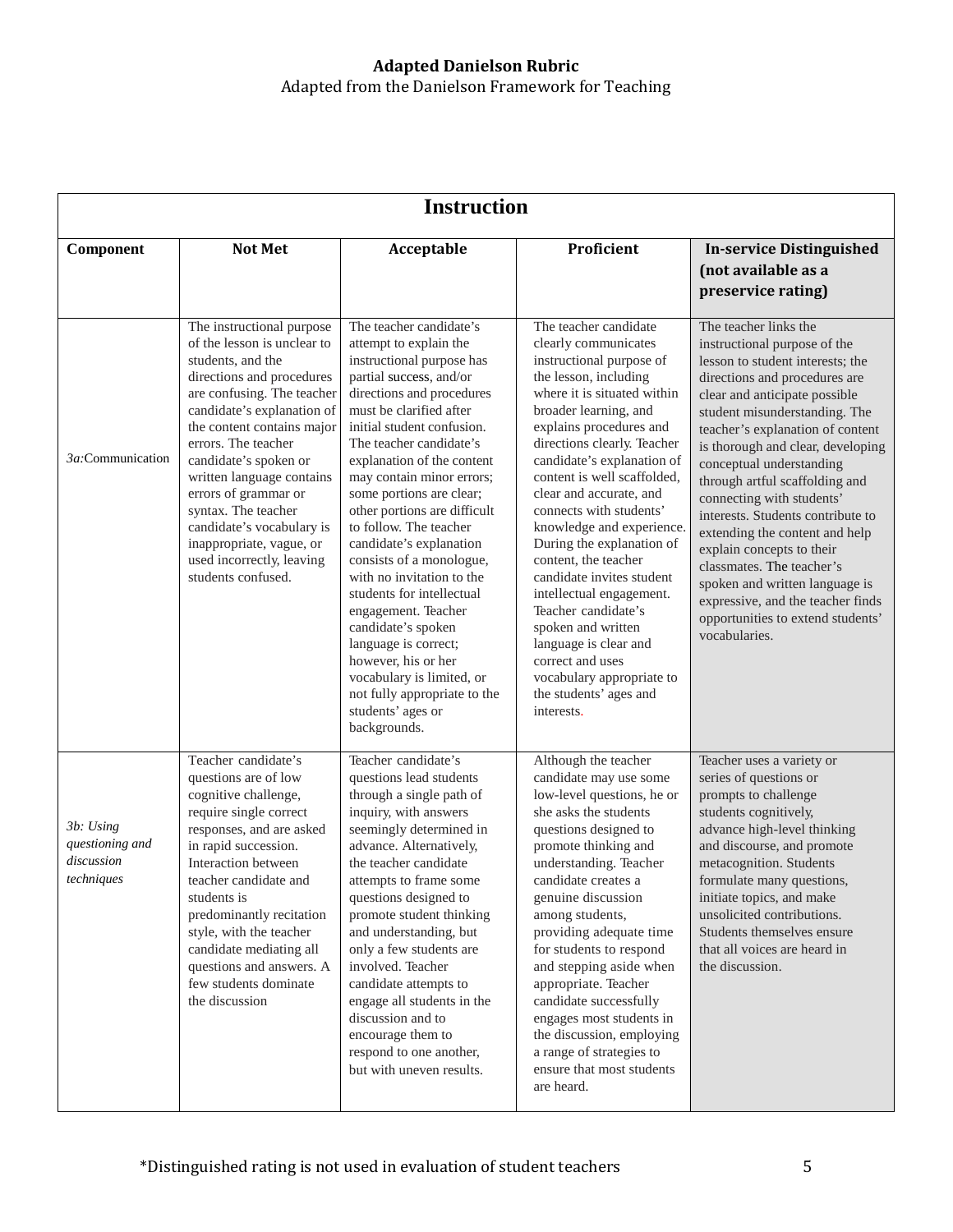**Adapted Danielson Rubric**

Adapted from the Danielson Framework for Teaching

## Instruction

| Component | Not Met | Acceptable | Proficient | In-service Distinguished (not available as a preservice rating) |
|---|---|---|---|---|
| *3a:*Communication | The instructional purpose of the lesson is unclear to students, and the directions and procedures are confusing. The teacher candidate's explanation of the content contains major errors. The teacher candidate's spoken or written language contains errors of grammar or syntax. The teacher candidate's vocabulary is inappropriate, vague, or used incorrectly, leaving students confused. | The teacher candidate's attempt to explain the instructional purpose has partial success, and/or directions and procedures must be clarified after initial student confusion. The teacher candidate's explanation of the content may contain minor errors; some portions are clear; other portions are difficult to follow. The teacher candidate's explanation consists of a monologue, with no invitation to the students for intellectual engagement. Teacher candidate's spoken language is correct; however, his or her vocabulary is limited, or not fully appropriate to the students' ages or backgrounds. | The teacher candidate clearly communicates instructional purpose of the lesson, including where it is situated within broader learning, and explains procedures and directions clearly. Teacher candidate's explanation of content is well scaffolded, clear and accurate, and connects with students' knowledge and experience. During the explanation of content, the teacher candidate invites student intellectual engagement. Teacher candidate's spoken and written language is clear and correct and uses vocabulary appropriate to the students' ages and interests. | The teacher links the instructional purpose of the lesson to student interests; the directions and procedures are clear and anticipate possible student misunderstanding. The teacher's explanation of content is thorough and clear, developing conceptual understanding through artful scaffolding and connecting with students' interests. Students contribute to extending the content and help explain concepts to their classmates. The teacher's spoken and written language is expressive, and the teacher finds opportunities to extend students' vocabularies. |
| *3b: Using questioning and discussion techniques* | Teacher candidate's questions are of low cognitive challenge, require single correct responses, and are asked in rapid succession. Interaction between teacher candidate and students is predominantly recitation style, with the teacher candidate mediating all questions and answers. A few students dominate the discussion | Teacher candidate's questions lead students through a single path of inquiry, with answers seemingly determined in advance. Alternatively, the teacher candidate attempts to frame some questions designed to promote student thinking and understanding, but only a few students are involved. Teacher candidate attempts to engage all students in the discussion and to encourage them to respond to one another, but with uneven results. | Although the teacher candidate may use some low-level questions, he or she asks the students questions designed to promote thinking and understanding. Teacher candidate creates a genuine discussion among students, providing adequate time for students to respond and stepping aside when appropriate. Teacher candidate successfully engages most students in the discussion, employing a range of strategies to ensure that most students are heard. | Teacher uses a variety or series of questions or prompts to challenge students cognitively, advance high-level thinking and discourse, and promote metacognition. Students formulate many questions, initiate topics, and make unsolicited contributions. Students themselves ensure that all voices are heard in the discussion. |

*Distinguished rating is not used in evaluation of student teachers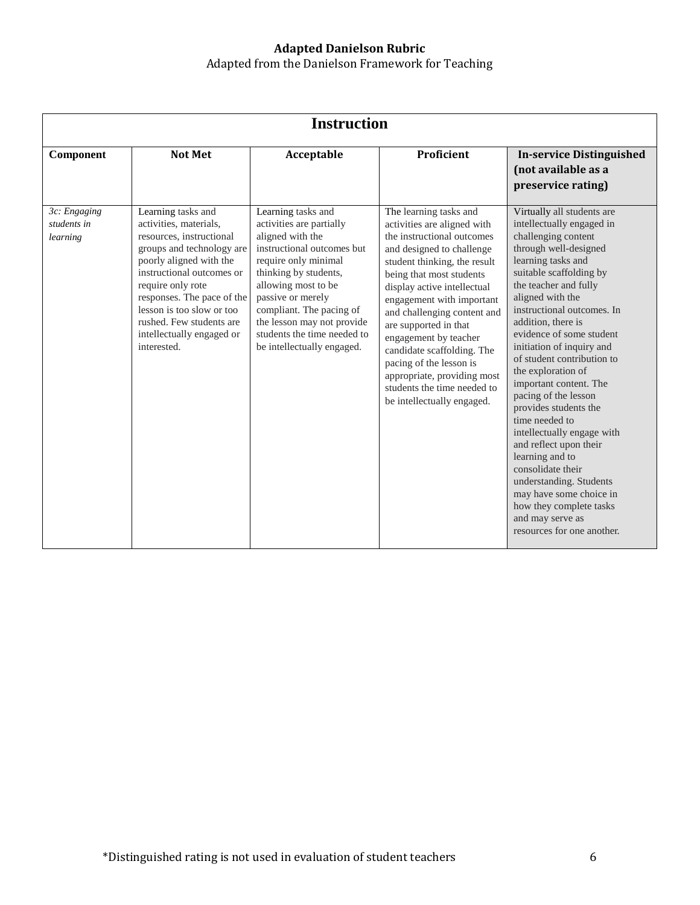**Adapted Danielson Rubric**

Adapted from the Danielson Framework for Teaching

| **Instruction** | | | | |
|---|---|---|---|---|
| **Component** | **Not Met** | **Acceptable** | **Proficient** | **In-service Distinguished (not available as a preservice rating)** |
| *3c: Engaging students in learning* | Learning tasks and activities, materials, resources, instructional groups and technology are poorly aligned with the instructional outcomes or require only rote responses. The pace of the lesson is too slow or too rushed. Few students are intellectually engaged or interested. | Learning tasks and activities are partially aligned with the instructional outcomes but require only minimal thinking by students, allowing most to be passive or merely compliant. The pacing of the lesson may not provide students the time needed to be intellectually engaged. | The learning tasks and activities are aligned with the instructional outcomes and designed to challenge student thinking, the result being that most students display active intellectual engagement with important and challenging content and are supported in that engagement by teacher candidate scaffolding. The pacing of the lesson is appropriate, providing most students the time needed to be intellectually engaged. | Virtually all students are intellectually engaged in challenging content through well-designed learning tasks and suitable scaffolding by the teacher and fully aligned with the instructional outcomes. In addition, there is evidence of some student initiation of inquiry and of student contribution to the exploration of important content. The pacing of the lesson provides students the time needed to intellectually engage with and reflect upon their learning and to consolidate their understanding. Students may have some choice in how they complete tasks and may serve as resources for one another. |

*Distinguished rating is not used in evaluation of student teachers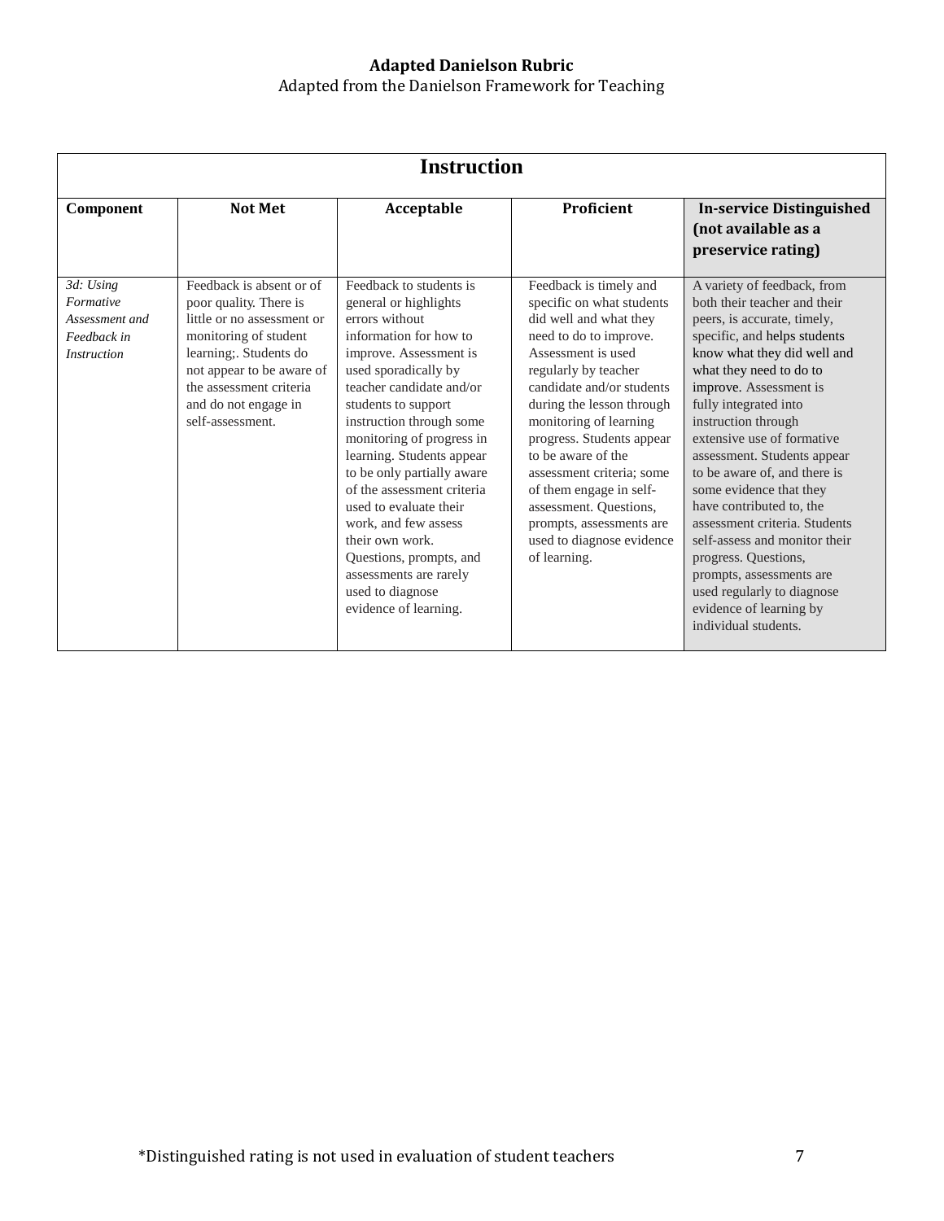**Adapted Danielson Rubric**

Adapted from the Danielson Framework for Teaching

| Instruction | | | | |
|---|---|---|---|---|
| **Component** | **Not Met** | **Acceptable** | **Proficient** | **In-service Distinguished (not available as a preservice rating)** |
| *3d: Using Formative Assessment and Feedback in Instruction* | Feedback is absent or of poor quality. There is little or no assessment or monitoring of student learning;. Students do not appear to be aware of the assessment criteria and do not engage in self-assessment. | Feedback to students is general or highlights errors without information for how to improve. Assessment is used sporadically by teacher candidate and/or students to support instruction through some monitoring of progress in learning. Students appear to be only partially aware of the assessment criteria used to evaluate their work, and few assess their own work. Questions, prompts, and assessments are rarely used to diagnose evidence of learning. | Feedback is timely and specific on what students did well and what they need to do to improve. Assessment is used regularly by teacher candidate and/or students during the lesson through monitoring of learning progress. Students appear to be aware of the assessment criteria; some of them engage in self-assessment. Questions, prompts, assessments are used to diagnose evidence of learning. | A variety of feedback, from both their teacher and their peers, is accurate, timely, specific, and helps students know what they did well and what they need to do to improve. Assessment is fully integrated into instruction through extensive use of formative assessment. Students appear to be aware of, and there is some evidence that they have contributed to, the assessment criteria. Students self-assess and monitor their progress. Questions, prompts, assessments are used regularly to diagnose evidence of learning by individual students. |

*Distinguished rating is not used in evaluation of student teachers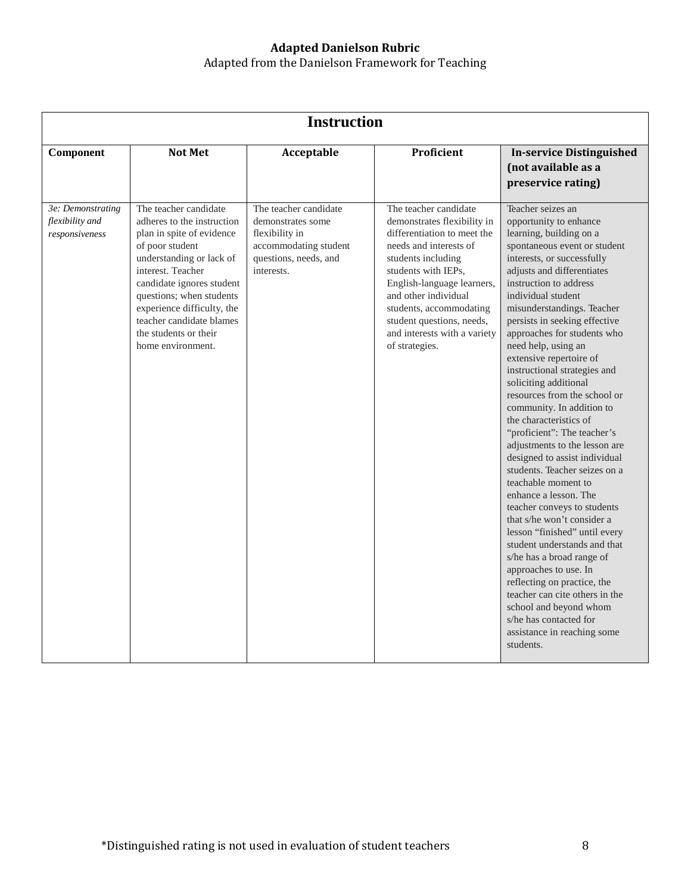**Adapted Danielson Rubric**
Adapted from the Danielson Framework for Teaching

| Instruction | | | | |
|---|---|---|---|---|
| **Component** | **Not Met** | **Acceptable** | **Proficient** | **In-service Distinguished (not available as a preservice rating)** |
| *3e: Demonstrating flexibility and responsiveness* | The teacher candidate adheres to the instruction plan in spite of evidence of poor student understanding or lack of interest. Teacher candidate ignores student questions; when students experience difficulty, the teacher candidate blames the students or their home environment. | The teacher candidate demonstrates some flexibility in accommodating student questions, needs, and interests. | The teacher candidate demonstrates flexibility in differentiation to meet the needs and interests of students including students with IEPs, English-language learners, and other individual students, accommodating student questions, needs, and interests with a variety of strategies. | Teacher seizes an opportunity to enhance learning, building on a spontaneous event or student interests, or successfully adjusts and differentiates instruction to address individual student misunderstandings. Teacher persists in seeking effective approaches for students who need help, using an extensive repertoire of instructional strategies and soliciting additional resources from the school or community. In addition to the characteristics of "proficient": The teacher's adjustments to the lesson are designed to assist individual students. Teacher seizes on a teachable moment to enhance a lesson. The teacher conveys to students that s/he won't consider a lesson "finished" until every student understands and that s/he has a broad range of approaches to use. In reflecting on practice, the teacher can cite others in the school and beyond whom s/he has contacted for assistance in reaching some students. |

*Distinguished rating is not used in evaluation of student teachers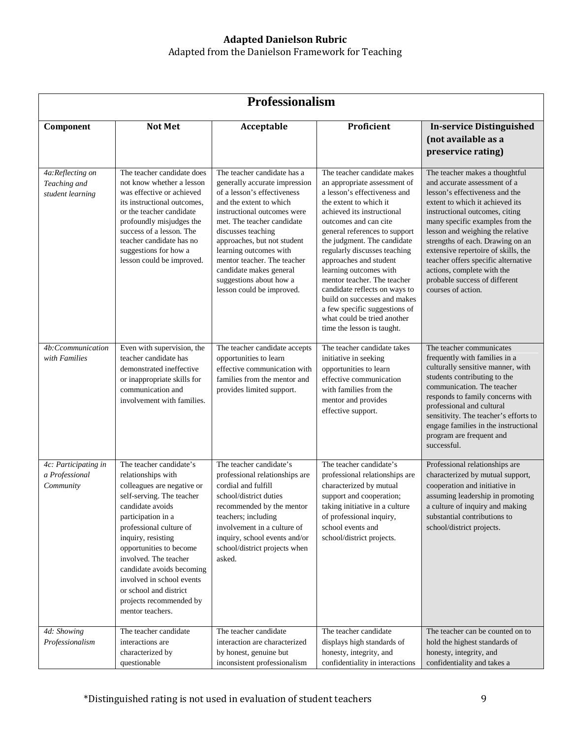## Adapted Danielson Rubric

Adapted from the Danielson Framework for Teaching

| Professionalism | | | | |
|---|---|---|---|---|
| **Component** | **Not Met** | **Acceptable** | **Proficient** | **In-service Distinguished (not available as a preservice rating)** |
| *4a:Reflecting on Teaching and student learning* | The teacher candidate does not know whether a lesson was effective or achieved its instructional outcomes, or the teacher candidate profoundly misjudges the success of a lesson. The teacher candidate has no suggestions for how a lesson could be improved. | The teacher candidate has a generally accurate impression of a lesson's effectiveness and the extent to which instructional outcomes were met. The teacher candidate discusses teaching approaches, but not student learning outcomes with mentor teacher. The teacher candidate makes general suggestions about how a lesson could be improved. | The teacher candidate makes an appropriate assessment of a lesson's effectiveness and the extent to which it achieved its instructional outcomes and can cite general references to support the judgment. The candidate regularly discusses teaching approaches and student learning outcomes with mentor teacher. The teacher candidate reflects on ways to build on successes and makes a few specific suggestions of what could be tried another time the lesson is taught. | The teacher makes a thoughtful and accurate assessment of a lesson's effectiveness and the extent to which it achieved its instructional outcomes, citing many specific examples from the lesson and weighing the relative strengths of each. Drawing on an extensive repertoire of skills, the teacher offers specific alternative actions, complete with the probable success of different courses of action. |
| *4b:Ccommunication with Families* | Even with supervision, the teacher candidate has demonstrated ineffective or inappropriate skills for communication and involvement with families. | The teacher candidate accepts opportunities to learn effective communication with families from the mentor and provides limited support. | The teacher candidate takes initiative in seeking opportunities to learn effective communication with families from the mentor and provides effective support. | The teacher communicates frequently with families in a culturally sensitive manner, with students contributing to the communication. The teacher responds to family concerns with professional and cultural sensitivity. The teacher's efforts to engage families in the instructional program are frequent and successful. |
| *4c: Participating in a Professional Community* | The teacher candidate's relationships with colleagues are negative or self-serving. The teacher candidate avoids participation in a professional culture of inquiry, resisting opportunities to become involved. The teacher candidate avoids becoming involved in school events or school and district projects recommended by mentor teachers. | The teacher candidate's professional relationships are cordial and fulfill school/district duties recommended by the mentor teachers; including involvement in a culture of inquiry, school events and/or school/district projects when asked. | The teacher candidate's professional relationships are characterized by mutual support and cooperation; taking initiative in a culture of professional inquiry, school events and school/district projects. | Professional relationships are characterized by mutual support, cooperation and initiative in assuming leadership in promoting a culture of inquiry and making substantial contributions to school/district projects. |
| *4d: Showing Professionalism* | The teacher candidate interactions are characterized by questionable | The teacher candidate interaction are characterized by honest, genuine but inconsistent professionalism | The teacher candidate displays high standards of honesty, integrity, and confidentiality in interactions | The teacher can be counted on to hold the highest standards of honesty, integrity, and confidentiality and takes a |

*Distinguished rating is not used in evaluation of student teachers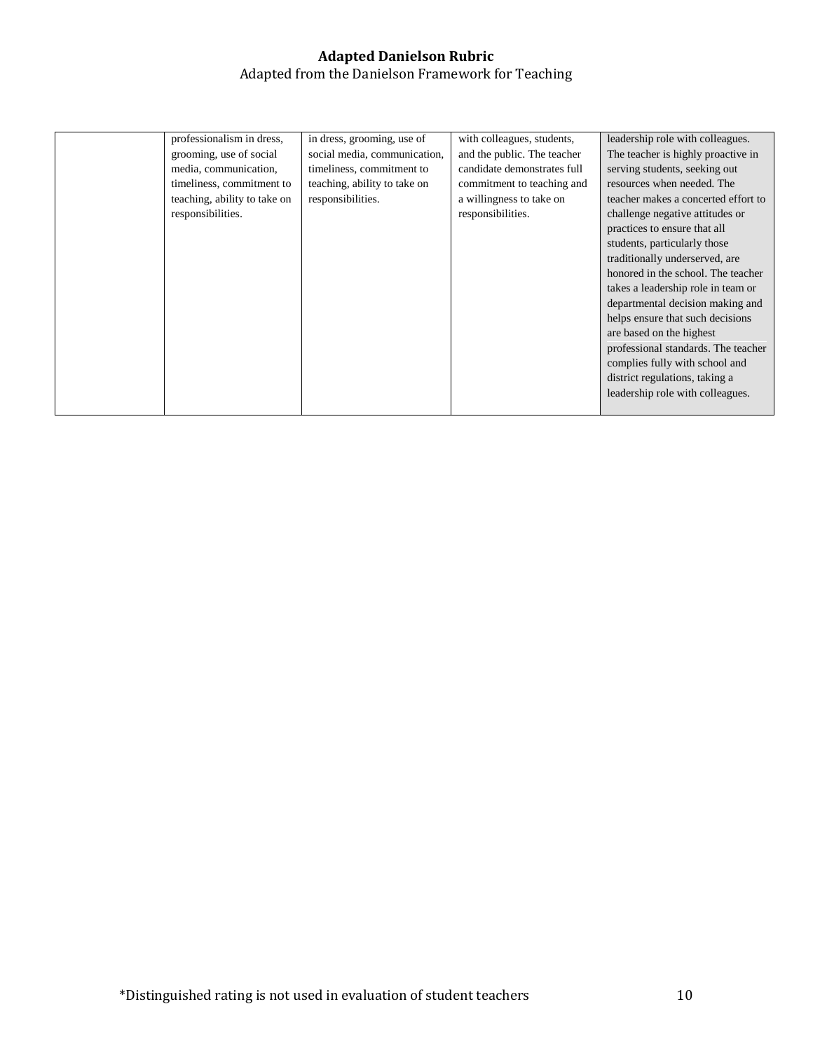| | | | | |
|---|---|---|---|---|
| | professionalism in dress, grooming, use of social media, communication, timeliness, commitment to teaching, ability to take on responsibilities. | in dress, grooming, use of social media, communication, timeliness, commitment to teaching, ability to take on responsibilities. | with colleagues, students, and the public. The teacher candidate demonstrates full commitment to teaching and a willingness to take on responsibilities. | leadership role with colleagues. The teacher is highly proactive in serving students, seeking out resources when needed. The teacher makes a concerted effort to challenge negative attitudes or practices to ensure that all students, particularly those traditionally underserved, are honored in the school. The teacher takes a leadership role in team or departmental decision making and helps ensure that such decisions are based on the highest professional standards. The teacher complies fully with school and district regulations, taking a leadership role with colleagues. |

*Distinguished rating is not used in evaluation of student teachers